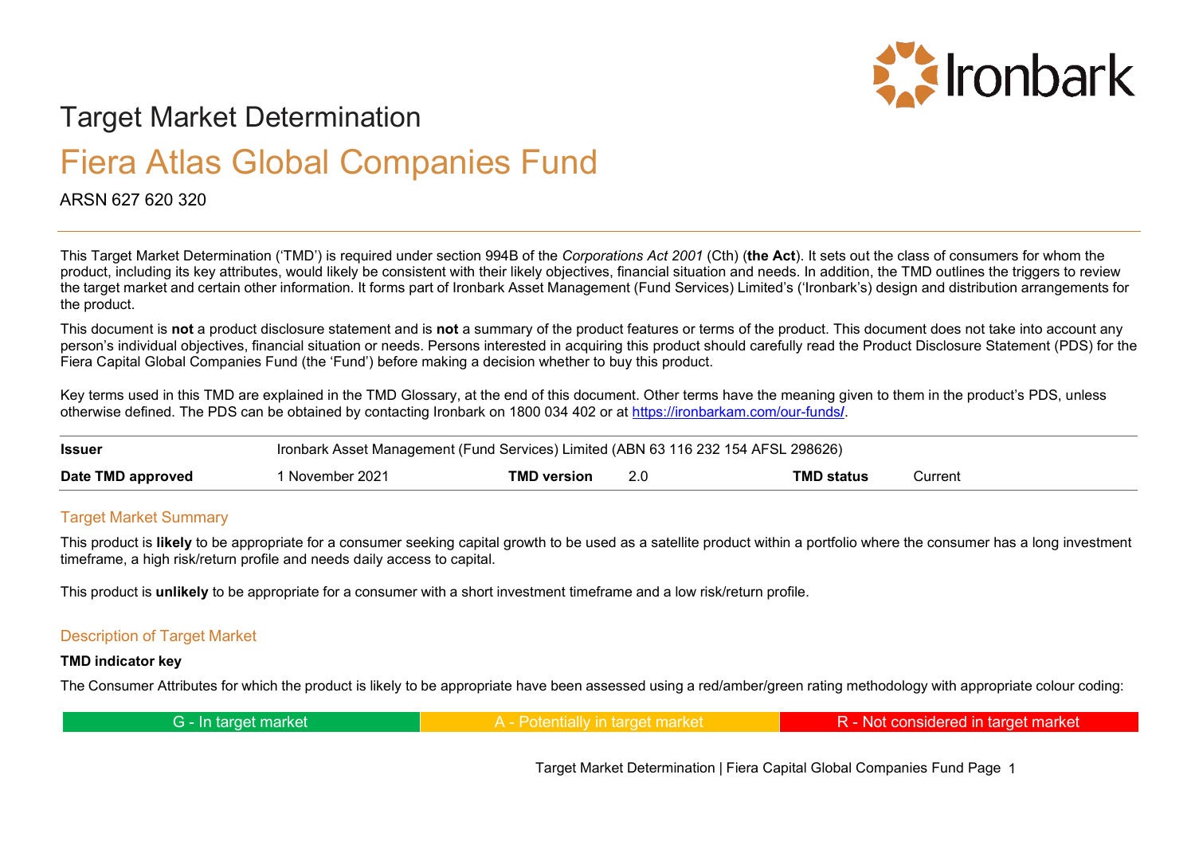# Target Market Determination

## Fiera Atlas Global Companies Fund

ARSN 627 620 320

This Target Market Determination ('TMD') is required under section 994B of the *Corporations Act 2001* (Cth) (**the Act**). It sets out the class of consumers for whom the product, including its key attributes, would likely be consistent with their likely objectives, financial situation and needs. In addition, the TMD outlines the triggers to review the target market and certain other information. It forms part of Ironbark Asset Management (Fund Services) Limited's ('Ironbark's) design and distribution arrangements for the product.

This document is **not** a product disclosure statement and is **not** a summary of the product features or terms of the product. This document does not take into account any person's individual objectives, financial situation or needs. Persons interested in acquiring this product should carefully read the Product Disclosure Statement (PDS) for the Fiera Capital Global Companies Fund (the 'Fund') before making a decision whether to buy this product.

Key terms used in this TMD are explained in the TMD Glossary, at the end of this document. Other terms have the meaning given to them in the product's PDS, unless otherwise defined. The PDS can be obtained by contacting Ironbark on 1800 034 402 or at https://ironbarkam.com/our-funds/.

| **Issuer** | Ironbark Asset Management (Fund Services) Limited (ABN 63 116 232 154 AFSL 298626) | | | | |
|---|---|---|---|---|---|
| **Date TMD approved** | 1 November 2021 | **TMD version** | 2.0 | **TMD status** | Current |

### Target Market Summary

This product is **likely** to be appropriate for a consumer seeking capital growth to be used as a satellite product within a portfolio where the consumer has a long investment timeframe, a high risk/return profile and needs daily access to capital.

This product is **unlikely** to be appropriate for a consumer with a short investment timeframe and a low risk/return profile.

### Description of Target Market

**TMD indicator key**

The Consumer Attributes for which the product is likely to be appropriate have been assessed using a red/amber/green rating methodology with appropriate colour coding:

| G - In target market | A - Potentially in target market | R - Not considered in target market |
|---|---|---|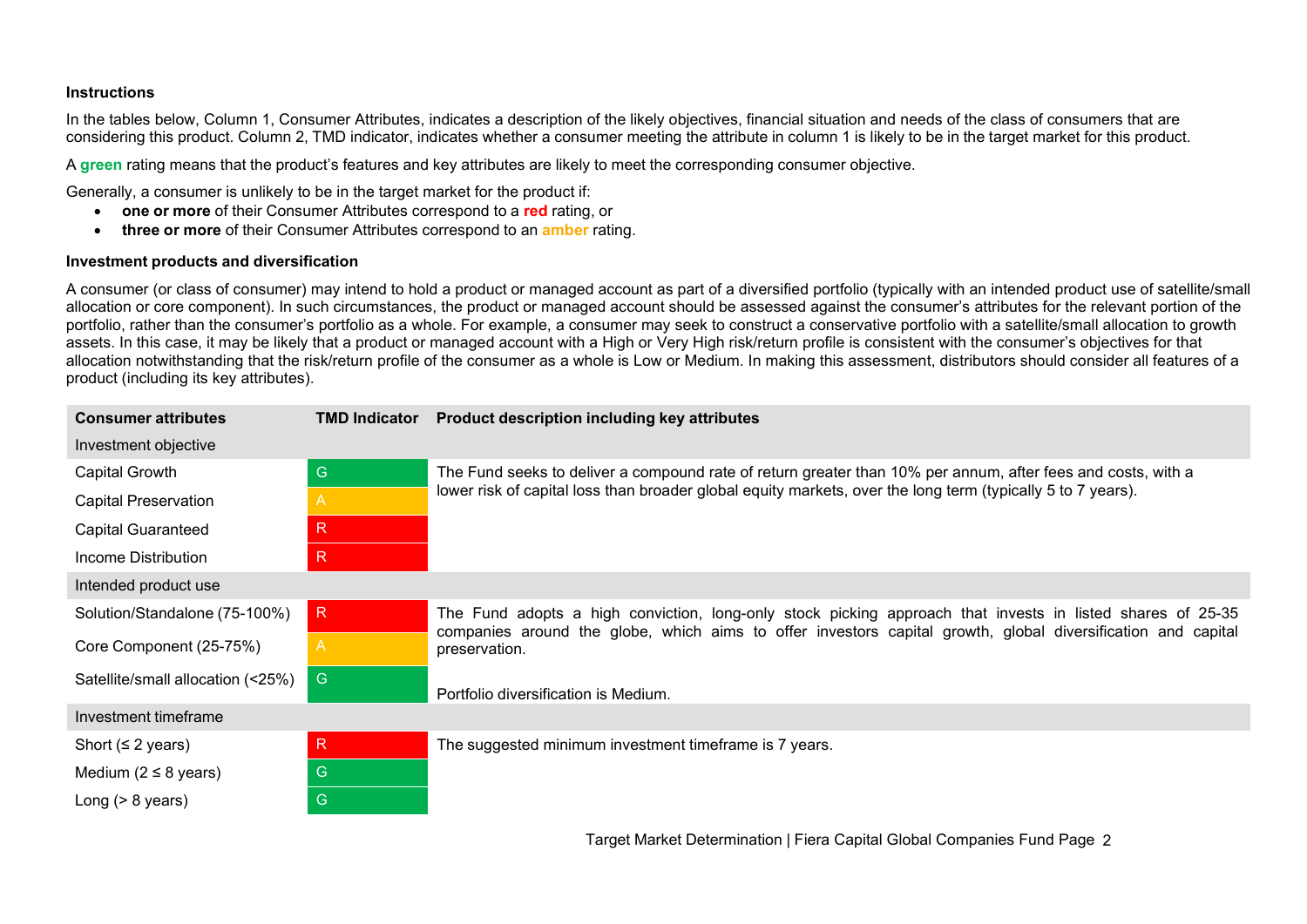### Instructions

In the tables below, Column 1, Consumer Attributes, indicates a description of the likely objectives, financial situation and needs of the class of consumers that are considering this product. Column 2, TMD indicator, indicates whether a consumer meeting the attribute in column 1 is likely to be in the target market for this product.

A **green** rating means that the product's features and key attributes are likely to meet the corresponding consumer objective.

Generally, a consumer is unlikely to be in the target market for the product if:

- **one or more** of their Consumer Attributes correspond to a **red** rating, or
- **three or more** of their Consumer Attributes correspond to an **amber** rating.

### Investment products and diversification

A consumer (or class of consumer) may intend to hold a product or managed account as part of a diversified portfolio (typically with an intended product use of satellite/small allocation or core component). In such circumstances, the product or managed account should be assessed against the consumer's attributes for the relevant portion of the portfolio, rather than the consumer's portfolio as a whole. For example, a consumer may seek to construct a conservative portfolio with a satellite/small allocation to growth assets. In this case, it may be likely that a product or managed account with a High or Very High risk/return profile is consistent with the consumer's objectives for that allocation notwithstanding that the risk/return profile of the consumer as a whole is Low or Medium. In making this assessment, distributors should consider all features of a product (including its key attributes).

| Consumer attributes | TMD Indicator | Product description including key attributes |
|---|---|---|
| Investment objective | | |
| Capital Growth | G | The Fund seeks to deliver a compound rate of return greater than 10% per annum, after fees and costs, with a lower risk of capital loss than broader global equity markets, over the long term (typically 5 to 7 years). |
| Capital Preservation | A | |
| Capital Guaranteed | R | |
| Income Distribution | R | |
| Intended product use | | |
| Solution/Standalone (75-100%) | R | The Fund adopts a high conviction, long-only stock picking approach that invests in listed shares of 25-35 companies around the globe, which aims to offer investors capital growth, global diversification and capital preservation. |
| Core Component (25-75%) | A | |
| Satellite/small allocation (<25%) | G | Portfolio diversification is Medium. |
| Investment timeframe | | |
| Short (≤ 2 years) | R | The suggested minimum investment timeframe is 7 years. |
| Medium (2 ≤ 8 years) | G | |
| Long (> 8 years) | G | |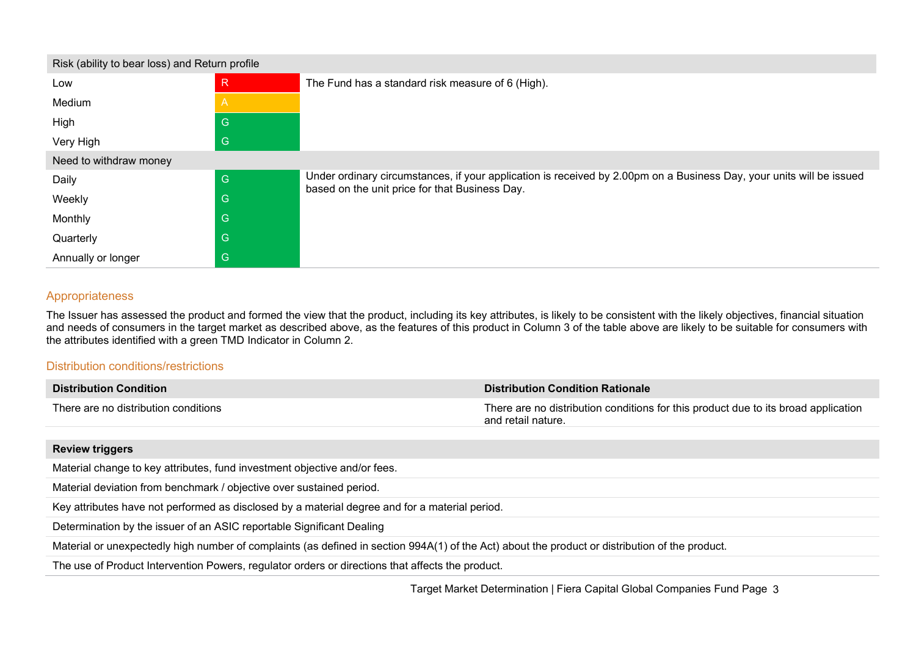| Risk (ability to bear loss) and Return profile | | |
|---|---|---|
| Low | R | The Fund has a standard risk measure of 6 (High). |
| Medium | A | |
| High | G | |
| Very High | G | |
| **Need to withdraw money** | | |
| Daily | G | Under ordinary circumstances, if your application is received by 2.00pm on a Business Day, your units will be issued based on the unit price for that Business Day. |
| Weekly | G | |
| Monthly | G | |
| Quarterly | G | |
| Annually or longer | G | |

## Appropriateness

The Issuer has assessed the product and formed the view that the product, including its key attributes, is likely to be consistent with the likely objectives, financial situation and needs of consumers in the target market as described above, as the features of this product in Column 3 of the table above are likely to be suitable for consumers with the attributes identified with a green TMD Indicator in Column 2.

## Distribution conditions/restrictions

| Distribution Condition | Distribution Condition Rationale |
|---|---|
| There are no distribution conditions | There are no distribution conditions for this product due to its broad application and retail nature. |

| Review triggers |
|---|
| Material change to key attributes, fund investment objective and/or fees. |
| Material deviation from benchmark / objective over sustained period. |
| Key attributes have not performed as disclosed by a material degree and for a material period. |
| Determination by the issuer of an ASIC reportable Significant Dealing |
| Material or unexpectedly high number of complaints (as defined in section 994A(1) of the Act) about the product or distribution of the product. |
| The use of Product Intervention Powers, regulator orders or directions that affects the product. |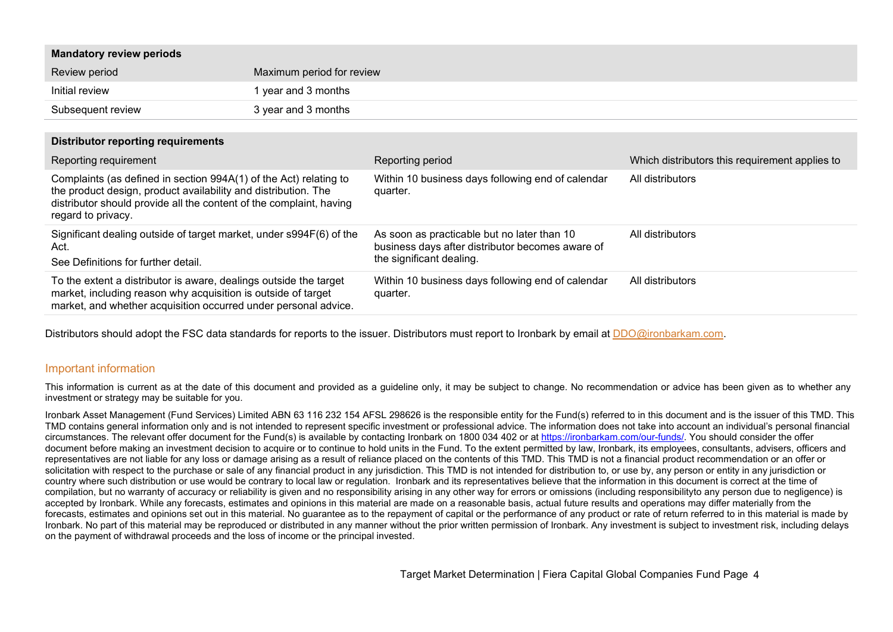| **Mandatory review periods** | |
|---|---|
| Review period | Maximum period for review |
| Initial review | 1 year and 3 months |
| Subsequent review | 3 year and 3 months |

| **Distributor reporting requirements** | | |
|---|---|---|
| Reporting requirement | Reporting period | Which distributors this requirement applies to |
| Complaints (as defined in section 994A(1) of the Act) relating to the product design, product availability and distribution. The distributor should provide all the content of the complaint, having regard to privacy. | Within 10 business days following end of calendar quarter. | All distributors |
| Significant dealing outside of target market, under s994F(6) of the Act.<br>See Definitions for further detail. | As soon as practicable but no later than 10 business days after distributor becomes aware of the significant dealing. | All distributors |
| To the extent a distributor is aware, dealings outside the target market, including reason why acquisition is outside of target market, and whether acquisition occurred under personal advice. | Within 10 business days following end of calendar quarter. | All distributors |

Distributors should adopt the FSC data standards for reports to the issuer. Distributors must report to Ironbark by email at DDO@ironbarkam.com.

## Important information

This information is current as at the date of this document and provided as a guideline only, it may be subject to change. No recommendation or advice has been given as to whether any investment or strategy may be suitable for you.

Ironbark Asset Management (Fund Services) Limited ABN 63 116 232 154 AFSL 298626 is the responsible entity for the Fund(s) referred to in this document and is the issuer of this TMD. This TMD contains general information only and is not intended to represent specific investment or professional advice. The information does not take into account an individual's personal financial circumstances. The relevant offer document for the Fund(s) is available by contacting Ironbark on 1800 034 402 or at https://ironbarkam.com/our-funds/. You should consider the offer document before making an investment decision to acquire or to continue to hold units in the Fund. To the extent permitted by law, Ironbark, its employees, consultants, advisers, officers and representatives are not liable for any loss or damage arising as a result of reliance placed on the contents of this TMD. This TMD is not a financial product recommendation or an offer or solicitation with respect to the purchase or sale of any financial product in any jurisdiction. This TMD is not intended for distribution to, or use by, any person or entity in any jurisdiction or country where such distribution or use would be contrary to local law or regulation. Ironbark and its representatives believe that the information in this document is correct at the time of compilation, but no warranty of accuracy or reliability is given and no responsibility arising in any other way for errors or omissions (including responsibilityto any person due to negligence) is accepted by Ironbark. While any forecasts, estimates and opinions in this material are made on a reasonable basis, actual future results and operations may differ materially from the forecasts, estimates and opinions set out in this material. No guarantee as to the repayment of capital or the performance of any product or rate of return referred to in this material is made by Ironbark. No part of this material may be reproduced or distributed in any manner without the prior written permission of Ironbark. Any investment is subject to investment risk, including delays on the payment of withdrawal proceeds and the loss of income or the principal invested.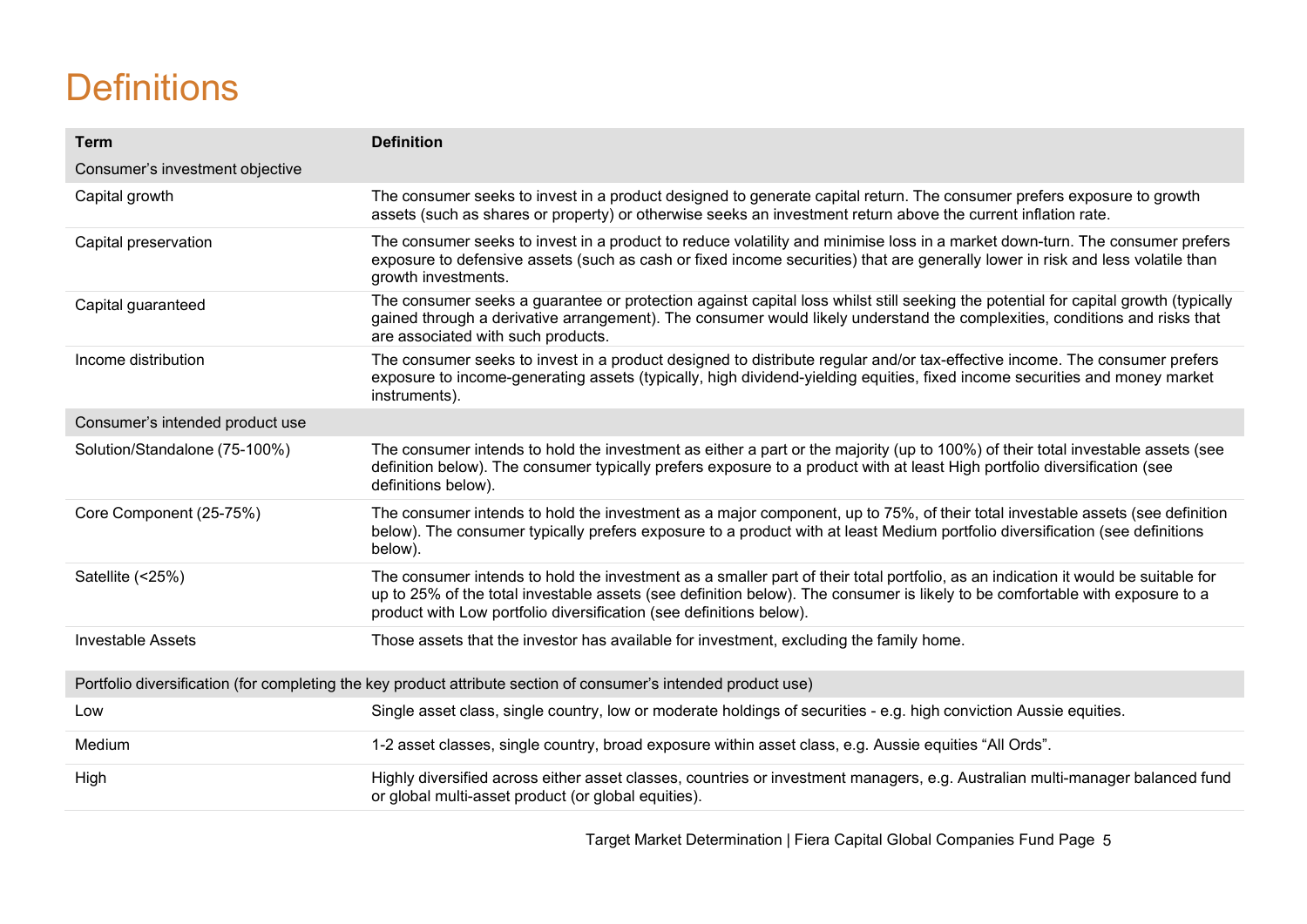# Definitions

| Term | Definition |
| --- | --- |
| Consumer's investment objective | |
| Capital growth | The consumer seeks to invest in a product designed to generate capital return. The consumer prefers exposure to growth assets (such as shares or property) or otherwise seeks an investment return above the current inflation rate. |
| Capital preservation | The consumer seeks to invest in a product to reduce volatility and minimise loss in a market down-turn. The consumer prefers exposure to defensive assets (such as cash or fixed income securities) that are generally lower in risk and less volatile than growth investments. |
| Capital guaranteed | The consumer seeks a guarantee or protection against capital loss whilst still seeking the potential for capital growth (typically gained through a derivative arrangement). The consumer would likely understand the complexities, conditions and risks that are associated with such products. |
| Income distribution | The consumer seeks to invest in a product designed to distribute regular and/or tax-effective income. The consumer prefers exposure to income-generating assets (typically, high dividend-yielding equities, fixed income securities and money market instruments). |
| Consumer's intended product use | |
| Solution/Standalone (75-100%) | The consumer intends to hold the investment as either a part or the majority (up to 100%) of their total investable assets (see definition below). The consumer typically prefers exposure to a product with at least High portfolio diversification (see definitions below). |
| Core Component (25-75%) | The consumer intends to hold the investment as a major component, up to 75%, of their total investable assets (see definition below). The consumer typically prefers exposure to a product with at least Medium portfolio diversification (see definitions below). |
| Satellite (<25%) | The consumer intends to hold the investment as a smaller part of their total portfolio, as an indication it would be suitable for up to 25% of the total investable assets (see definition below). The consumer is likely to be comfortable with exposure to a product with Low portfolio diversification (see definitions below). |
| Investable Assets | Those assets that the investor has available for investment, excluding the family home. |
| Portfolio diversification (for completing the key product attribute section of consumer's intended product use) | |
| Low | Single asset class, single country, low or moderate holdings of securities - e.g. high conviction Aussie equities. |
| Medium | 1-2 asset classes, single country, broad exposure within asset class, e.g. Aussie equities "All Ords". |
| High | Highly diversified across either asset classes, countries or investment managers, e.g. Australian multi-manager balanced fund or global multi-asset product (or global equities). |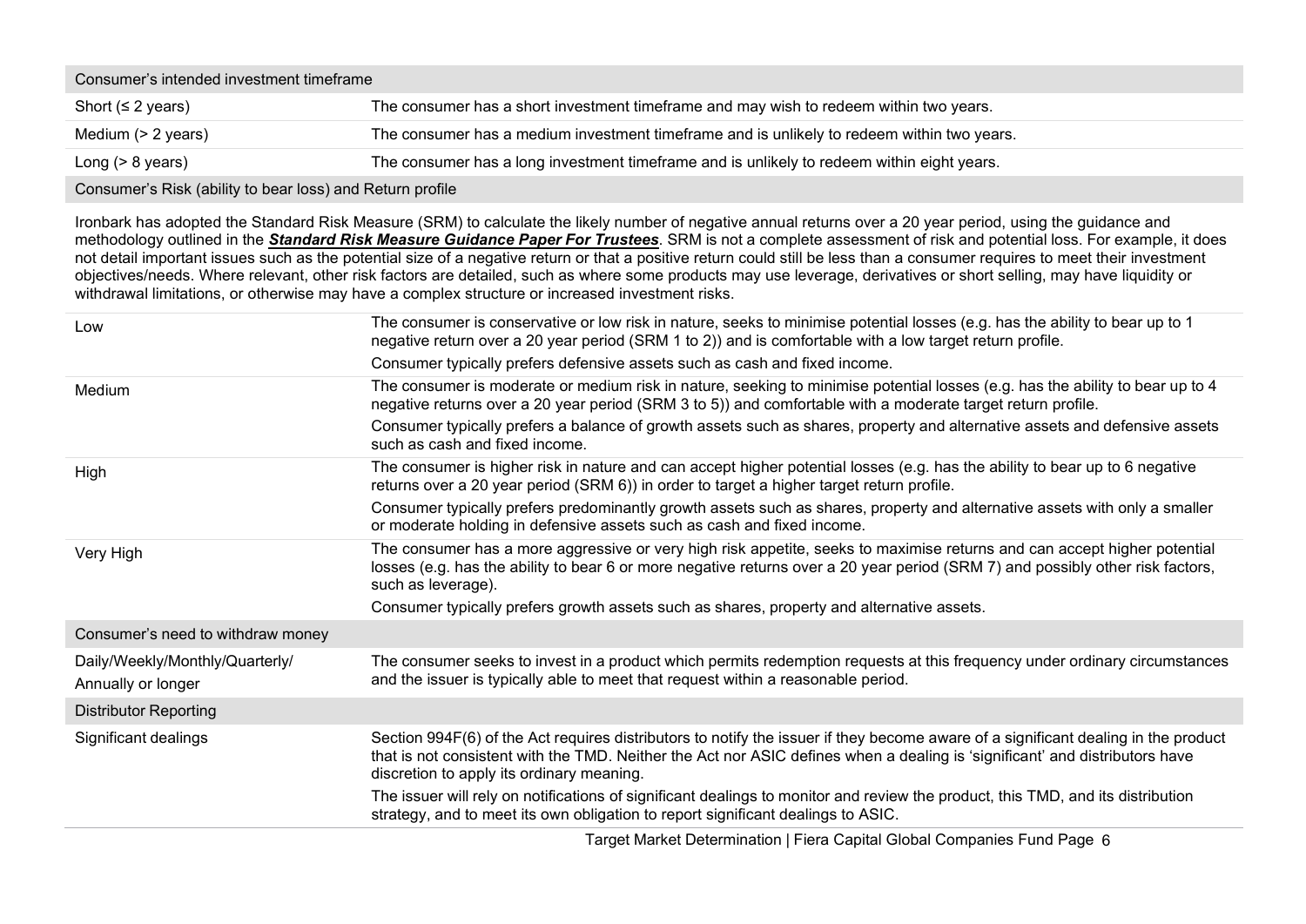| Consumer's intended investment timeframe | |
|---|---|
| Short (≤ 2 years) | The consumer has a short investment timeframe and may wish to redeem within two years. |
| Medium (> 2 years) | The consumer has a medium investment timeframe and is unlikely to redeem within two years. |
| Long (> 8 years) | The consumer has a long investment timeframe and is unlikely to redeem within eight years. |

| Consumer's Risk (ability to bear loss) and Return profile | |
|---|---|

Ironbark has adopted the Standard Risk Measure (SRM) to calculate the likely number of negative annual returns over a 20 year period, using the guidance and methodology outlined in the ***Standard Risk Measure Guidance Paper For Trustees***. SRM is not a complete assessment of risk and potential loss. For example, it does not detail important issues such as the potential size of a negative return or that a positive return could still be less than a consumer requires to meet their investment objectives/needs. Where relevant, other risk factors are detailed, such as where some products may use leverage, derivatives or short selling, may have liquidity or withdrawal limitations, or otherwise may have a complex structure or increased investment risks.

| | |
|---|---|
| Low | The consumer is conservative or low risk in nature, seeks to minimise potential losses (e.g. has the ability to bear up to 1 negative return over a 20 year period (SRM 1 to 2)) and is comfortable with a low target return profile.<br><br>Consumer typically prefers defensive assets such as cash and fixed income. |
| Medium | The consumer is moderate or medium risk in nature, seeking to minimise potential losses (e.g. has the ability to bear up to 4 negative returns over a 20 year period (SRM 3 to 5)) and comfortable with a moderate target return profile.<br><br>Consumer typically prefers a balance of growth assets such as shares, property and alternative assets and defensive assets such as cash and fixed income. |
| High | The consumer is higher risk in nature and can accept higher potential losses (e.g. has the ability to bear up to 6 negative returns over a 20 year period (SRM 6)) in order to target a higher target return profile.<br><br>Consumer typically prefers predominantly growth assets such as shares, property and alternative assets with only a smaller or moderate holding in defensive assets such as cash and fixed income. |
| Very High | The consumer has a more aggressive or very high risk appetite, seeks to maximise returns and can accept higher potential losses (e.g. has the ability to bear 6 or more negative returns over a 20 year period (SRM 7) and possibly other risk factors, such as leverage).<br><br>Consumer typically prefers growth assets such as shares, property and alternative assets. |

| Consumer's need to withdraw money | |
|---|---|
| Daily/Weekly/Monthly/Quarterly/<br>Annually or longer | The consumer seeks to invest in a product which permits redemption requests at this frequency under ordinary circumstances and the issuer is typically able to meet that request within a reasonable period. |

| Distributor Reporting | |
|---|---|
| Significant dealings | Section 994F(6) of the Act requires distributors to notify the issuer if they become aware of a significant dealing in the product that is not consistent with the TMD. Neither the Act nor ASIC defines when a dealing is 'significant' and distributors have discretion to apply its ordinary meaning.<br><br>The issuer will rely on notifications of significant dealings to monitor and review the product, this TMD, and its distribution strategy, and to meet its own obligation to report significant dealings to ASIC. |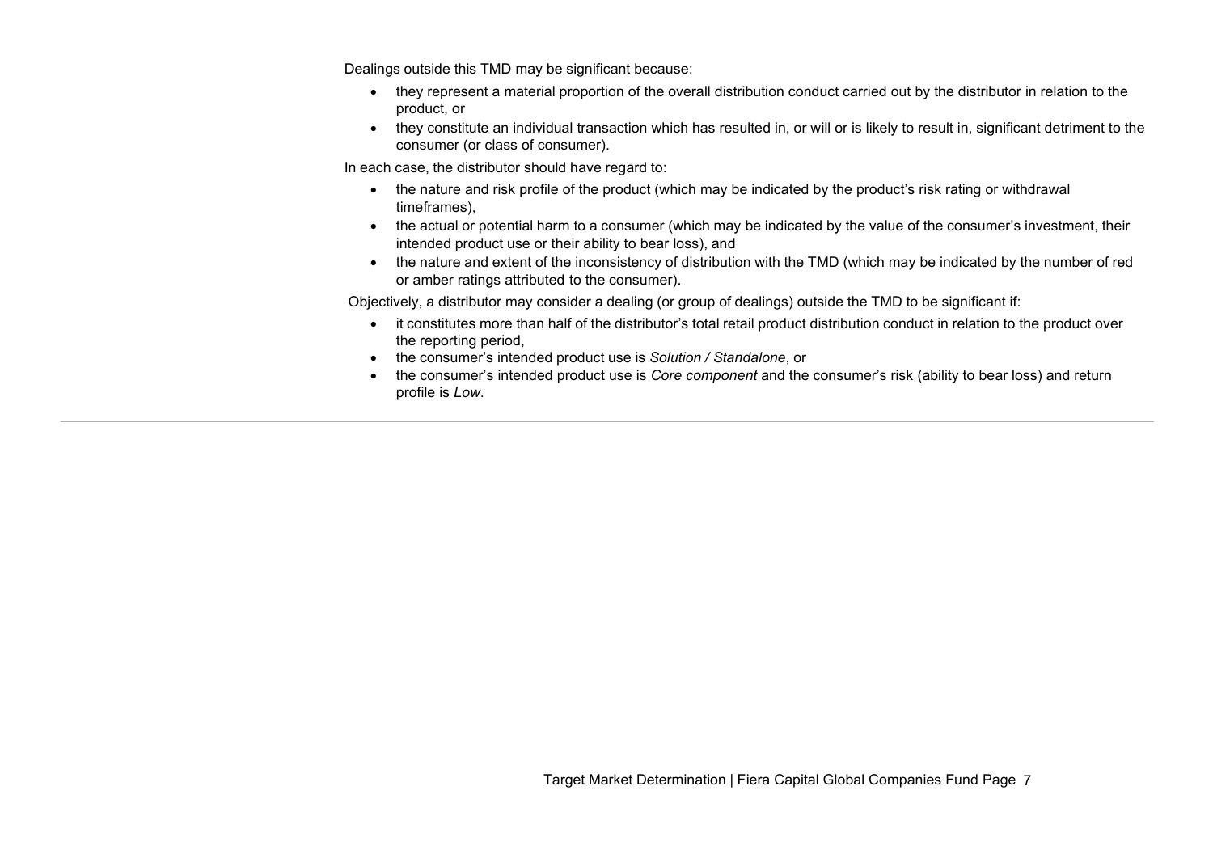Dealings outside this TMD may be significant because:

- they represent a material proportion of the overall distribution conduct carried out by the distributor in relation to the product, or
- they constitute an individual transaction which has resulted in, or will or is likely to result in, significant detriment to the consumer (or class of consumer).

In each case, the distributor should have regard to:

- the nature and risk profile of the product (which may be indicated by the product's risk rating or withdrawal timeframes),
- the actual or potential harm to a consumer (which may be indicated by the value of the consumer's investment, their intended product use or their ability to bear loss), and
- the nature and extent of the inconsistency of distribution with the TMD (which may be indicated by the number of red or amber ratings attributed to the consumer).

Objectively, a distributor may consider a dealing (or group of dealings) outside the TMD to be significant if:

- it constitutes more than half of the distributor's total retail product distribution conduct in relation to the product over the reporting period,
- the consumer's intended product use is *Solution / Standalone*, or
- the consumer's intended product use is *Core component* and the consumer's risk (ability to bear loss) and return profile is *Low*.